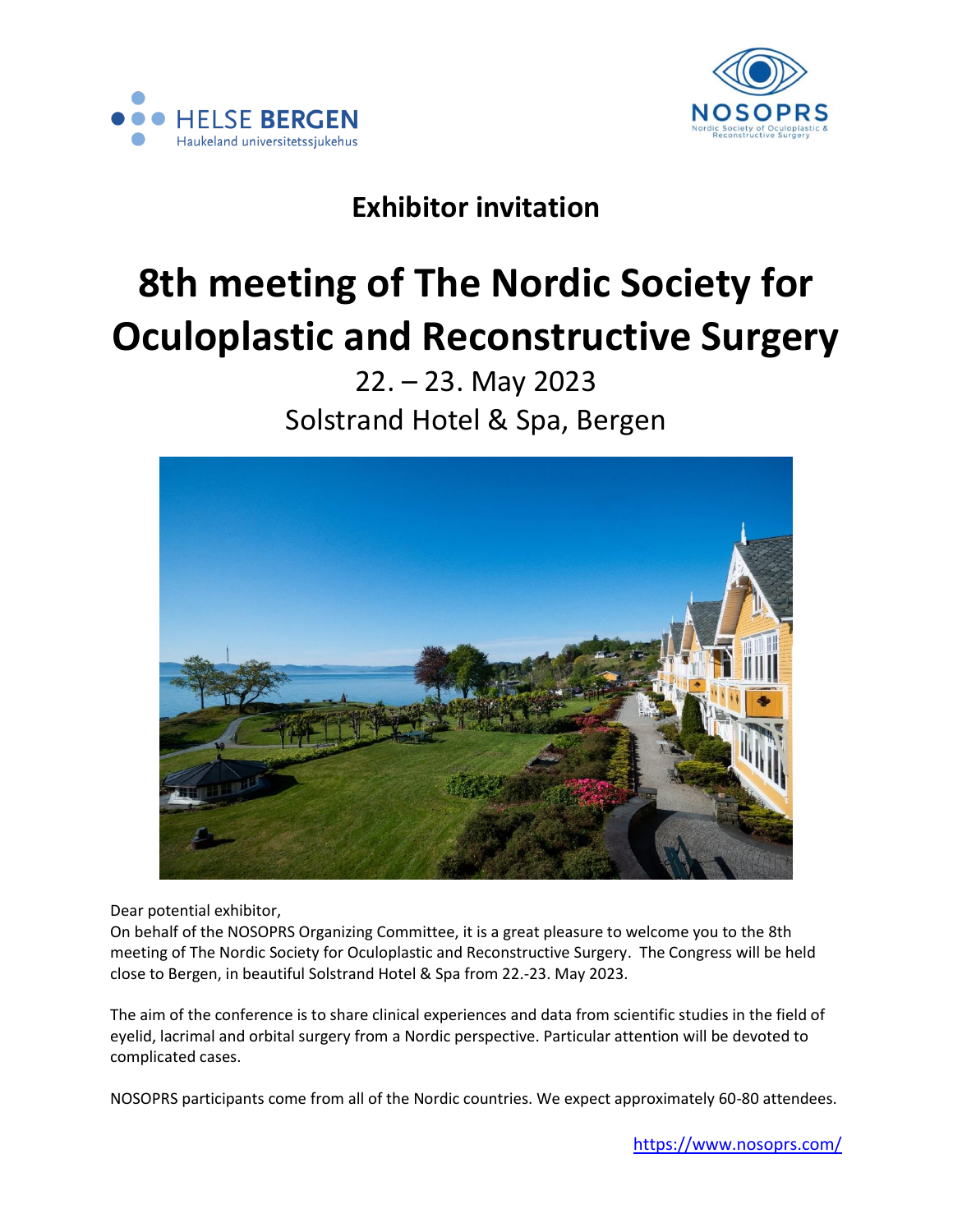HELSE BERGEN
Haukeland universitetssjukehus

NOSOPRS
Nordic Society of Oculoplastic & Reconstructive Surgery

## Exhibitor invitation

# 8th meeting of The Nordic Society for Oculoplastic and Reconstructive Surgery

22. – 23. May 2023

Solstrand Hotel & Spa, Bergen

Dear potential exhibitor,
On behalf of the NOSOPRS Organizing Committee, it is a great pleasure to welcome you to the 8th meeting of The Nordic Society for Oculoplastic and Reconstructive Surgery. The Congress will be held close to Bergen, in beautiful Solstrand Hotel & Spa from 22.-23. May 2023.

The aim of the conference is to share clinical experiences and data from scientific studies in the field of eyelid, lacrimal and orbital surgery from a Nordic perspective. Particular attention will be devoted to complicated cases.

NOSOPRS participants come from all of the Nordic countries. We expect approximately 60-80 attendees.

https://www.nosoprs.com/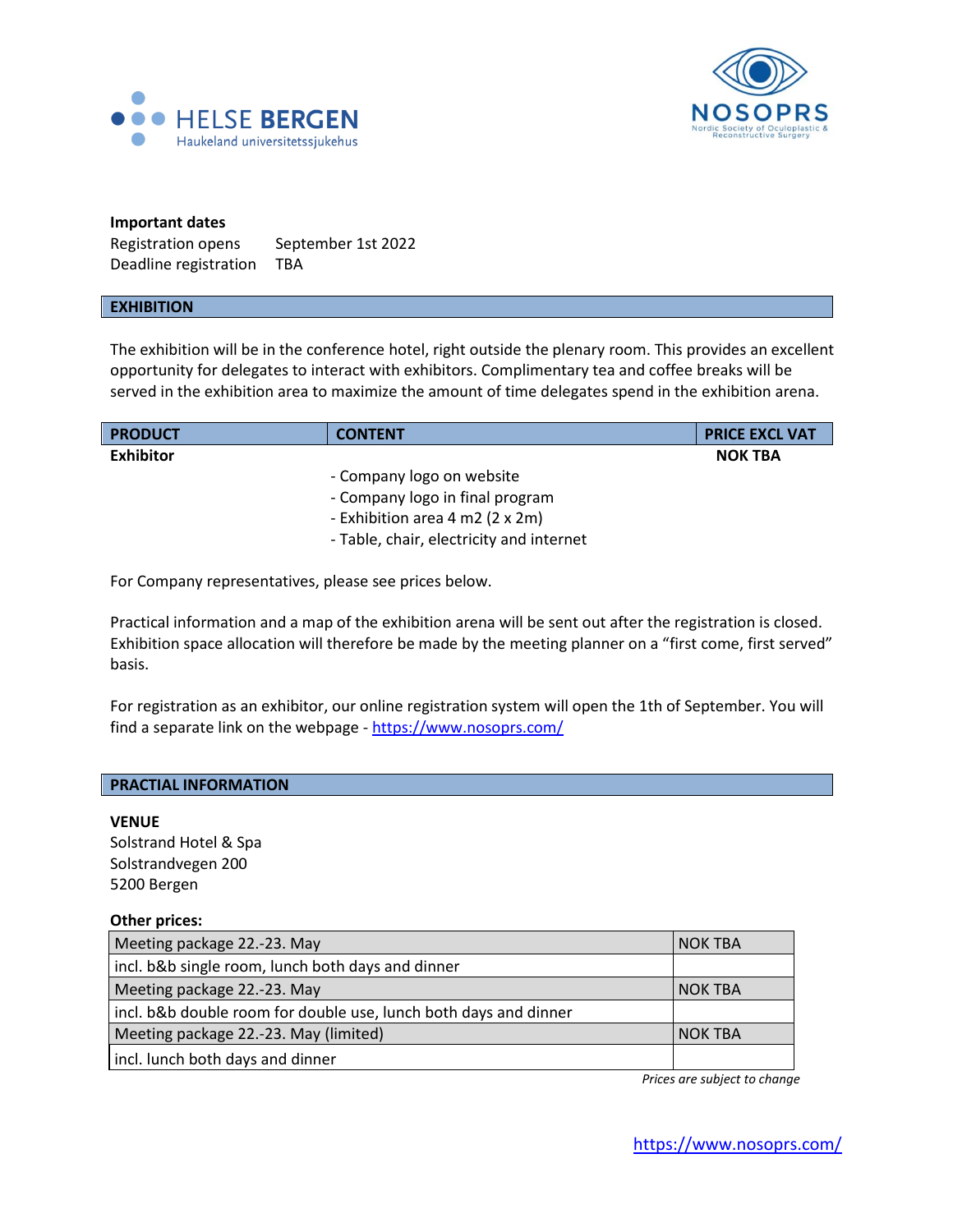**Important dates**

| | |
|---|---|
| Registration opens | September 1st 2022 |
| Deadline registration | TBA |

## EXHIBITION

The exhibition will be in the conference hotel, right outside the plenary room. This provides an excellent opportunity for delegates to interact with exhibitors. Complimentary tea and coffee breaks will be served in the exhibition area to maximize the amount of time delegates spend in the exhibition arena.

| PRODUCT | CONTENT | PRICE EXCL VAT |
|---|---|---|
| **Exhibitor** | - Company logo on website<br>- Company logo in final program<br>- Exhibition area 4 m2 (2 x 2m)<br>- Table, chair, electricity and internet | **NOK TBA** |

For Company representatives, please see prices below.

Practical information and a map of the exhibition arena will be sent out after the registration is closed. Exhibition space allocation will therefore be made by the meeting planner on a "first come, first served" basis.

For registration as an exhibitor, our online registration system will open the 1th of September. You will find a separate link on the webpage - https://www.nosoprs.com/

## PRACTIAL INFORMATION

**VENUE**
Solstrand Hotel & Spa
Solstrandvegen 200
5200 Bergen

**Other prices:**

| | |
|---|---|
| Meeting package 22.-23. May | NOK TBA |
| incl. b&b single room, lunch both days and dinner | |
| Meeting package 22.-23. May | NOK TBA |
| incl. b&b double room for double use, lunch both days and dinner | |
| Meeting package 22.-23. May (limited) | NOK TBA |
| incl. lunch both days and dinner | |

*Prices are subject to change*

https://www.nosoprs.com/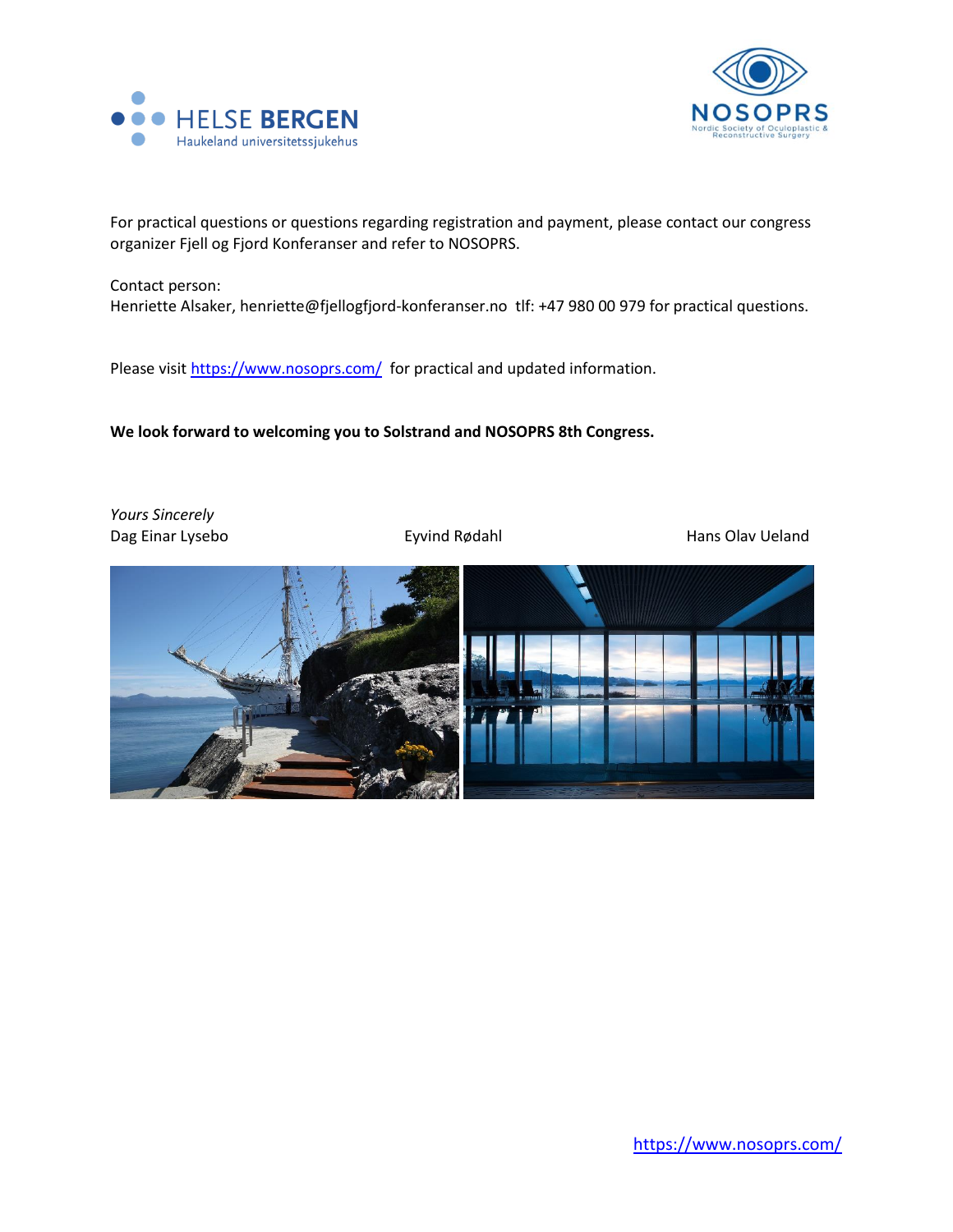For practical questions or questions regarding registration and payment, please contact our congress organizer Fjell og Fjord Konferanser and refer to NOSOPRS.

Contact person:
Henriette Alsaker, henriette@fjellogfjord-konferanser.no tlf: +47 980 00 979 for practical questions.

Please visit https://www.nosoprs.com/ for practical and updated information.

**We look forward to welcoming you to Solstrand and NOSOPRS 8th Congress.**

*Yours Sincerely*

Dag Einar Lysebo    Eyvind Rødahl    Hans Olav Ueland

https://www.nosoprs.com/